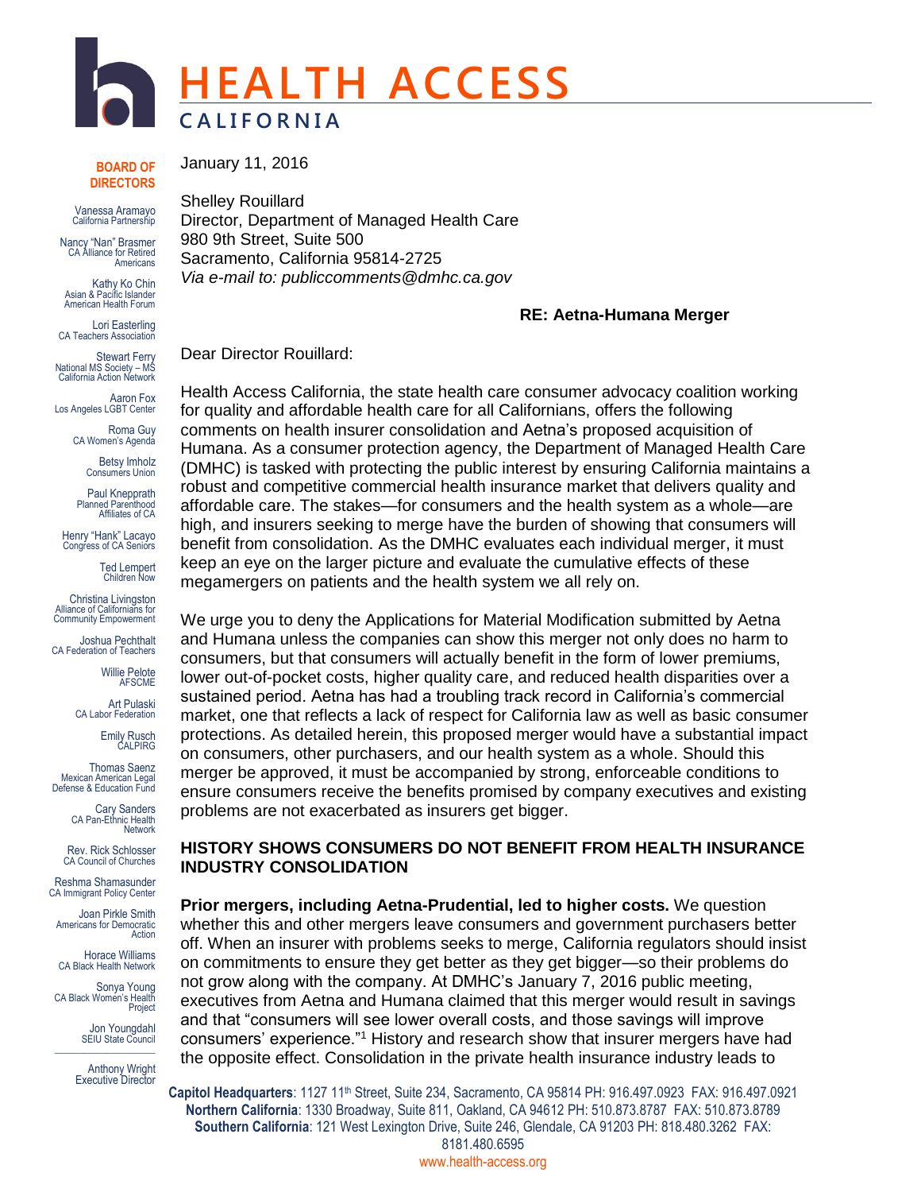# HEALTH ACCESS
## CALIFORNIA

**BOARD OF DIRECTORS**

Vanessa Aramayo
California Partnership

Nancy "Nan" Brasmer
CA Alliance for Retired Americans

Kathy Ko Chin
Asian & Pacific Islander American Health Forum

Lori Easterling
CA Teachers Association

Stewart Ferry
National MS Society – MS California Action Network

Aaron Fox
Los Angeles LGBT Center

Roma Guy
CA Women's Agenda

Betsy Imholz
Consumers Union

Paul Knepprath
Planned Parenthood Affiliates of CA

Henry "Hank" Lacayo
Congress of CA Seniors

Ted Lempert
Children Now

Christina Livingston
Alliance of Californians for Community Empowerment

Joshua Pechthalt
CA Federation of Teachers

Willie Pelote
AFSCME

Art Pulaski
CA Labor Federation

Emily Rusch
CALPIRG

Thomas Saenz
Mexican American Legal Defense & Education Fund

Cary Sanders
CA Pan-Ethnic Health Network

Rev. Rick Schlosser
CA Council of Churches

Reshma Shamasunder
CA Immigrant Policy Center

Joan Pirkle Smith
Americans for Democratic Action

Horace Williams
CA Black Health Network

Sonya Young
CA Black Women's Health Project

Jon Youngdahl
SEIU State Council

Anthony Wright
Executive Director

---

January 11, 2016

Shelley Rouillard
Director, Department of Managed Health Care
980 9th Street, Suite 500
Sacramento, California 95814-2725
*Via e-mail to: publiccomments@dmhc.ca.gov*

**RE: Aetna-Humana Merger**

Dear Director Rouillard:

Health Access California, the state health care consumer advocacy coalition working for quality and affordable health care for all Californians, offers the following comments on health insurer consolidation and Aetna's proposed acquisition of Humana. As a consumer protection agency, the Department of Managed Health Care (DMHC) is tasked with protecting the public interest by ensuring California maintains a robust and competitive commercial health insurance market that delivers quality and affordable care. The stakes—for consumers and the health system as a whole—are high, and insurers seeking to merge have the burden of showing that consumers will benefit from consolidation. As the DMHC evaluates each individual merger, it must keep an eye on the larger picture and evaluate the cumulative effects of these megamergers on patients and the health system we all rely on.

We urge you to deny the Applications for Material Modification submitted by Aetna and Humana unless the companies can show this merger not only does no harm to consumers, but that consumers will actually benefit in the form of lower premiums, lower out-of-pocket costs, higher quality care, and reduced health disparities over a sustained period. Aetna has had a troubling track record in California's commercial market, one that reflects a lack of respect for California law as well as basic consumer protections. As detailed herein, this proposed merger would have a substantial impact on consumers, other purchasers, and our health system as a whole. Should this merger be approved, it must be accompanied by strong, enforceable conditions to ensure consumers receive the benefits promised by company executives and existing problems are not exacerbated as insurers get bigger.

**HISTORY SHOWS CONSUMERS DO NOT BENEFIT FROM HEALTH INSURANCE INDUSTRY CONSOLIDATION**

**Prior mergers, including Aetna-Prudential, led to higher costs.** We question whether this and other mergers leave consumers and government purchasers better off. When an insurer with problems seeks to merge, California regulators should insist on commitments to ensure they get better as they get bigger—so their problems do not grow along with the company. At DMHC's January 7, 2016 public meeting, executives from Aetna and Humana claimed that this merger would result in savings and that "consumers will see lower overall costs, and those savings will improve consumers' experience."[1] History and research show that insurer mergers have had the opposite effect. Consolidation in the private health insurance industry leads to

**Capitol Headquarters**: 1127 11th Street, Suite 234, Sacramento, CA 95814 PH: 916.497.0923 FAX: 916.497.0921
**Northern California**: 1330 Broadway, Suite 811, Oakland, CA 94612 PH: 510.873.8787 FAX: 510.873.8789
**Southern California**: 121 West Lexington Drive, Suite 246, Glendale, CA 91203 PH: 818.480.3262 FAX: 8181.480.6595
www.health-access.org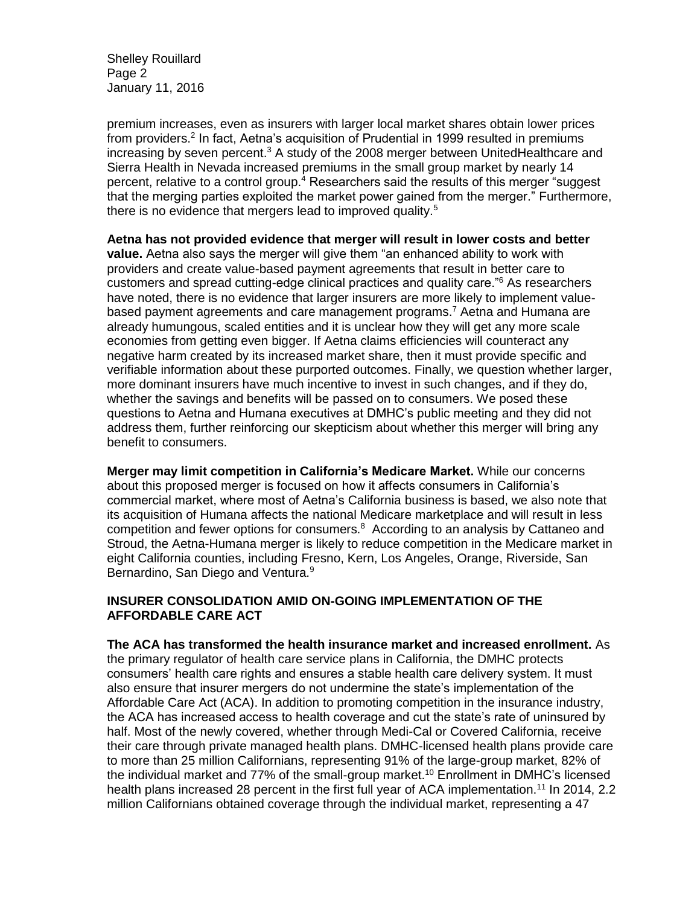premium increases, even as insurers with larger local market shares obtain lower prices from providers.[2] In fact, Aetna's acquisition of Prudential in 1999 resulted in premiums increasing by seven percent.[3] A study of the 2008 merger between UnitedHealthcare and Sierra Health in Nevada increased premiums in the small group market by nearly 14 percent, relative to a control group.[4] Researchers said the results of this merger "suggest that the merging parties exploited the market power gained from the merger." Furthermore, there is no evidence that mergers lead to improved quality.[5]

**Aetna has not provided evidence that merger will result in lower costs and better value.** Aetna also says the merger will give them "an enhanced ability to work with providers and create value-based payment agreements that result in better care to customers and spread cutting-edge clinical practices and quality care."[6] As researchers have noted, there is no evidence that larger insurers are more likely to implement value-based payment agreements and care management programs.[7] Aetna and Humana are already humungous, scaled entities and it is unclear how they will get any more scale economies from getting even bigger. If Aetna claims efficiencies will counteract any negative harm created by its increased market share, then it must provide specific and verifiable information about these purported outcomes. Finally, we question whether larger, more dominant insurers have much incentive to invest in such changes, and if they do, whether the savings and benefits will be passed on to consumers. We posed these questions to Aetna and Humana executives at DMHC's public meeting and they did not address them, further reinforcing our skepticism about whether this merger will bring any benefit to consumers.

**Merger may limit competition in California's Medicare Market.** While our concerns about this proposed merger is focused on how it affects consumers in California's commercial market, where most of Aetna's California business is based, we also note that its acquisition of Humana affects the national Medicare marketplace and will result in less competition and fewer options for consumers.[8] According to an analysis by Cattaneo and Stroud, the Aetna-Humana merger is likely to reduce competition in the Medicare market in eight California counties, including Fresno, Kern, Los Angeles, Orange, Riverside, San Bernardino, San Diego and Ventura.[9]

## INSURER CONSOLIDATION AMID ON-GOING IMPLEMENTATION OF THE AFFORDABLE CARE ACT

**The ACA has transformed the health insurance market and increased enrollment.** As the primary regulator of health care service plans in California, the DMHC protects consumers' health care rights and ensures a stable health care delivery system. It must also ensure that insurer mergers do not undermine the state's implementation of the Affordable Care Act (ACA). In addition to promoting competition in the insurance industry, the ACA has increased access to health coverage and cut the state's rate of uninsured by half. Most of the newly covered, whether through Medi-Cal or Covered California, receive their care through private managed health plans. DMHC-licensed health plans provide care to more than 25 million Californians, representing 91% of the large-group market, 82% of the individual market and 77% of the small-group market.[10] Enrollment in DMHC's licensed health plans increased 28 percent in the first full year of ACA implementation.[11] In 2014, 2.2 million Californians obtained coverage through the individual market, representing a 47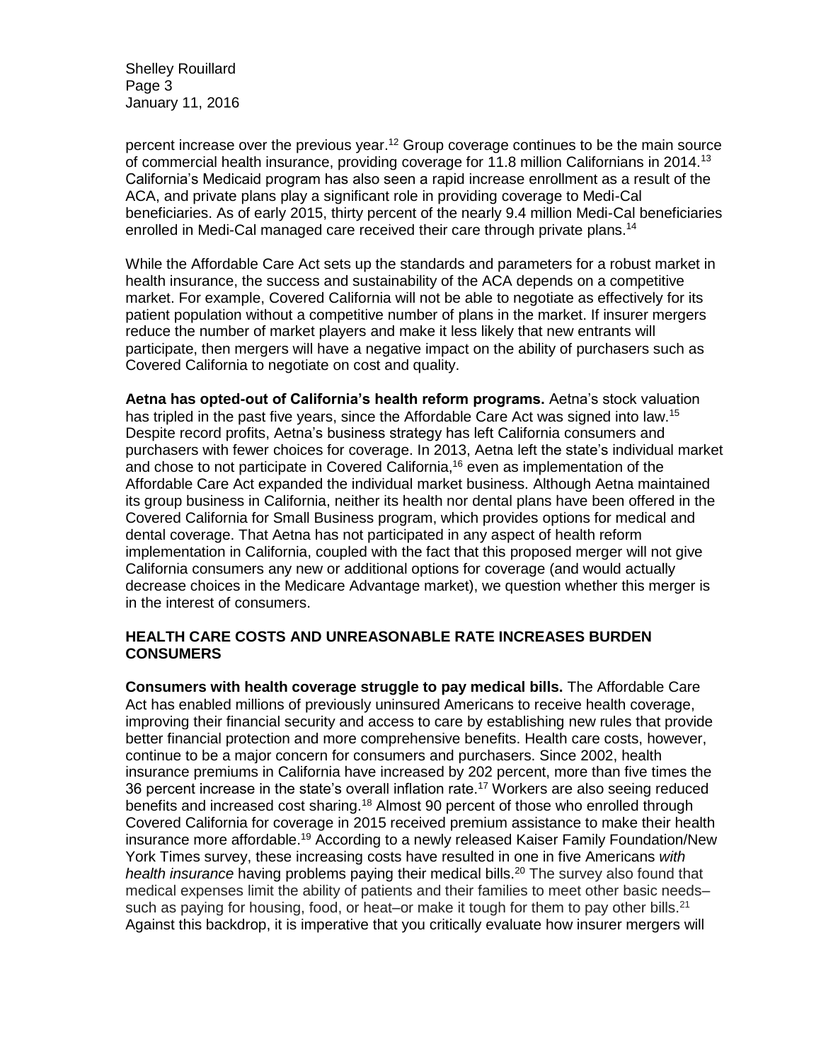percent increase over the previous year.[12] Group coverage continues to be the main source of commercial health insurance, providing coverage for 11.8 million Californians in 2014.[13] California's Medicaid program has also seen a rapid increase enrollment as a result of the ACA, and private plans play a significant role in providing coverage to Medi-Cal beneficiaries. As of early 2015, thirty percent of the nearly 9.4 million Medi-Cal beneficiaries enrolled in Medi-Cal managed care received their care through private plans.[14]

While the Affordable Care Act sets up the standards and parameters for a robust market in health insurance, the success and sustainability of the ACA depends on a competitive market. For example, Covered California will not be able to negotiate as effectively for its patient population without a competitive number of plans in the market. If insurer mergers reduce the number of market players and make it less likely that new entrants will participate, then mergers will have a negative impact on the ability of purchasers such as Covered California to negotiate on cost and quality.

**Aetna has opted-out of California's health reform programs.** Aetna's stock valuation has tripled in the past five years, since the Affordable Care Act was signed into law.[15] Despite record profits, Aetna's business strategy has left California consumers and purchasers with fewer choices for coverage. In 2013, Aetna left the state's individual market and chose to not participate in Covered California,[16] even as implementation of the Affordable Care Act expanded the individual market business. Although Aetna maintained its group business in California, neither its health nor dental plans have been offered in the Covered California for Small Business program, which provides options for medical and dental coverage. That Aetna has not participated in any aspect of health reform implementation in California, coupled with the fact that this proposed merger will not give California consumers any new or additional options for coverage (and would actually decrease choices in the Medicare Advantage market), we question whether this merger is in the interest of consumers.

## HEALTH CARE COSTS AND UNREASONABLE RATE INCREASES BURDEN CONSUMERS

**Consumers with health coverage struggle to pay medical bills.** The Affordable Care Act has enabled millions of previously uninsured Americans to receive health coverage, improving their financial security and access to care by establishing new rules that provide better financial protection and more comprehensive benefits. Health care costs, however, continue to be a major concern for consumers and purchasers. Since 2002, health insurance premiums in California have increased by 202 percent, more than five times the 36 percent increase in the state's overall inflation rate.[17] Workers are also seeing reduced benefits and increased cost sharing.[18] Almost 90 percent of those who enrolled through Covered California for coverage in 2015 received premium assistance to make their health insurance more affordable.[19] According to a newly released Kaiser Family Foundation/New York Times survey, these increasing costs have resulted in one in five Americans *with health insurance* having problems paying their medical bills.[20] The survey also found that medical expenses limit the ability of patients and their families to meet other basic needs–such as paying for housing, food, or heat–or make it tough for them to pay other bills.[21] Against this backdrop, it is imperative that you critically evaluate how insurer mergers will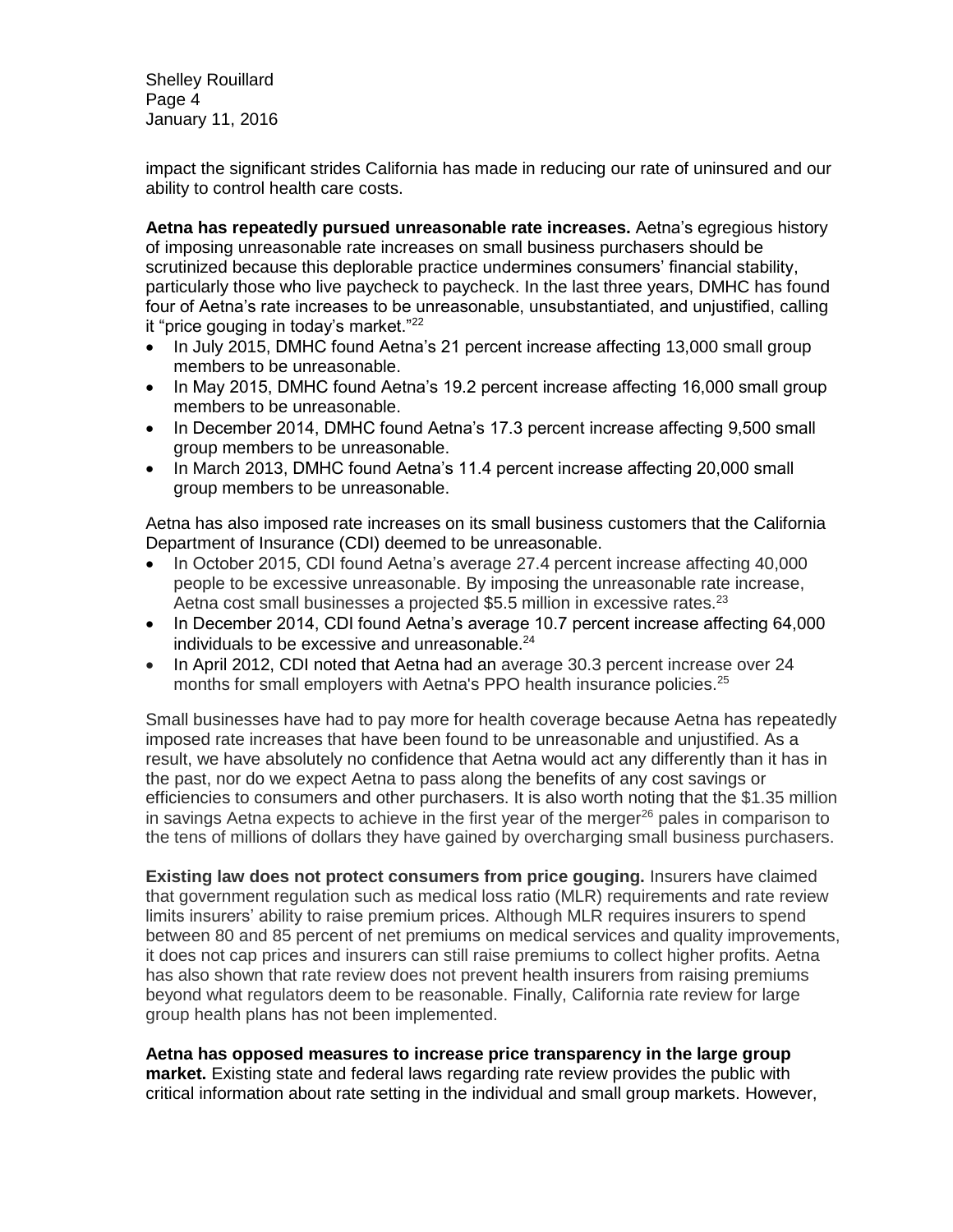impact the significant strides California has made in reducing our rate of uninsured and our ability to control health care costs.

**Aetna has repeatedly pursued unreasonable rate increases.** Aetna's egregious history of imposing unreasonable rate increases on small business purchasers should be scrutinized because this deplorable practice undermines consumers' financial stability, particularly those who live paycheck to paycheck. In the last three years, DMHC has found four of Aetna's rate increases to be unreasonable, unsubstantiated, and unjustified, calling it "price gouging in today's market."[22]

- In July 2015, DMHC found Aetna's 21 percent increase affecting 13,000 small group members to be unreasonable.
- In May 2015, DMHC found Aetna's 19.2 percent increase affecting 16,000 small group members to be unreasonable.
- In December 2014, DMHC found Aetna's 17.3 percent increase affecting 9,500 small group members to be unreasonable.
- In March 2013, DMHC found Aetna's 11.4 percent increase affecting 20,000 small group members to be unreasonable.

Aetna has also imposed rate increases on its small business customers that the California Department of Insurance (CDI) deemed to be unreasonable.

- In October 2015, CDI found Aetna's average 27.4 percent increase affecting 40,000 people to be excessive unreasonable. By imposing the unreasonable rate increase, Aetna cost small businesses a projected $5.5 million in excessive rates.[23]
- In December 2014, CDI found Aetna's average 10.7 percent increase affecting 64,000 individuals to be excessive and unreasonable.[24]
- In April 2012, CDI noted that Aetna had an average 30.3 percent increase over 24 months for small employers with Aetna's PPO health insurance policies.[25]

Small businesses have had to pay more for health coverage because Aetna has repeatedly imposed rate increases that have been found to be unreasonable and unjustified. As a result, we have absolutely no confidence that Aetna would act any differently than it has in the past, nor do we expect Aetna to pass along the benefits of any cost savings or efficiencies to consumers and other purchasers. It is also worth noting that the $1.35 million in savings Aetna expects to achieve in the first year of the merger[26] pales in comparison to the tens of millions of dollars they have gained by overcharging small business purchasers.

**Existing law does not protect consumers from price gouging.** Insurers have claimed that government regulation such as medical loss ratio (MLR) requirements and rate review limits insurers' ability to raise premium prices. Although MLR requires insurers to spend between 80 and 85 percent of net premiums on medical services and quality improvements, it does not cap prices and insurers can still raise premiums to collect higher profits. Aetna has also shown that rate review does not prevent health insurers from raising premiums beyond what regulators deem to be reasonable. Finally, California rate review for large group health plans has not been implemented.

**Aetna has opposed measures to increase price transparency in the large group market.** Existing state and federal laws regarding rate review provides the public with critical information about rate setting in the individual and small group markets. However,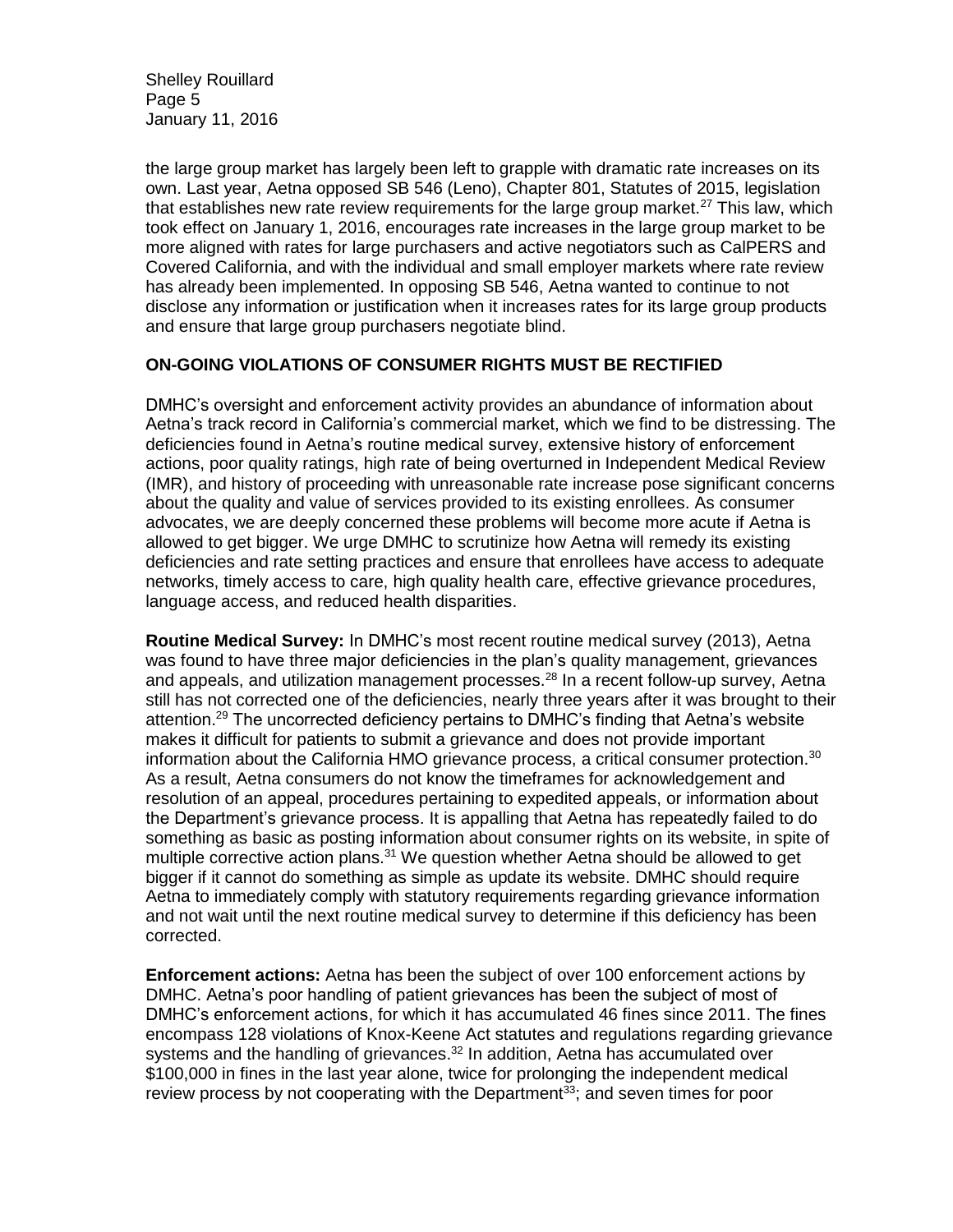the large group market has largely been left to grapple with dramatic rate increases on its own. Last year, Aetna opposed SB 546 (Leno), Chapter 801, Statutes of 2015, legislation that establishes new rate review requirements for the large group market.[27] This law, which took effect on January 1, 2016, encourages rate increases in the large group market to be more aligned with rates for large purchasers and active negotiators such as CalPERS and Covered California, and with the individual and small employer markets where rate review has already been implemented. In opposing SB 546, Aetna wanted to continue to not disclose any information or justification when it increases rates for its large group products and ensure that large group purchasers negotiate blind.

**ON-GOING VIOLATIONS OF CONSUMER RIGHTS MUST BE RECTIFIED**

DMHC's oversight and enforcement activity provides an abundance of information about Aetna's track record in California's commercial market, which we find to be distressing. The deficiencies found in Aetna's routine medical survey, extensive history of enforcement actions, poor quality ratings, high rate of being overturned in Independent Medical Review (IMR), and history of proceeding with unreasonable rate increase pose significant concerns about the quality and value of services provided to its existing enrollees. As consumer advocates, we are deeply concerned these problems will become more acute if Aetna is allowed to get bigger. We urge DMHC to scrutinize how Aetna will remedy its existing deficiencies and rate setting practices and ensure that enrollees have access to adequate networks, timely access to care, high quality health care, effective grievance procedures, language access, and reduced health disparities.

**Routine Medical Survey:** In DMHC's most recent routine medical survey (2013), Aetna was found to have three major deficiencies in the plan's quality management, grievances and appeals, and utilization management processes.[28] In a recent follow-up survey, Aetna still has not corrected one of the deficiencies, nearly three years after it was brought to their attention.[29] The uncorrected deficiency pertains to DMHC's finding that Aetna's website makes it difficult for patients to submit a grievance and does not provide important information about the California HMO grievance process, a critical consumer protection.[30] As a result, Aetna consumers do not know the timeframes for acknowledgement and resolution of an appeal, procedures pertaining to expedited appeals, or information about the Department's grievance process. It is appalling that Aetna has repeatedly failed to do something as basic as posting information about consumer rights on its website, in spite of multiple corrective action plans.[31] We question whether Aetna should be allowed to get bigger if it cannot do something as simple as update its website. DMHC should require Aetna to immediately comply with statutory requirements regarding grievance information and not wait until the next routine medical survey to determine if this deficiency has been corrected.

**Enforcement actions:** Aetna has been the subject of over 100 enforcement actions by DMHC. Aetna's poor handling of patient grievances has been the subject of most of DMHC's enforcement actions, for which it has accumulated 46 fines since 2011. The fines encompass 128 violations of Knox-Keene Act statutes and regulations regarding grievance systems and the handling of grievances.[32] In addition, Aetna has accumulated over $100,000 in fines in the last year alone, twice for prolonging the independent medical review process by not cooperating with the Department[33]; and seven times for poor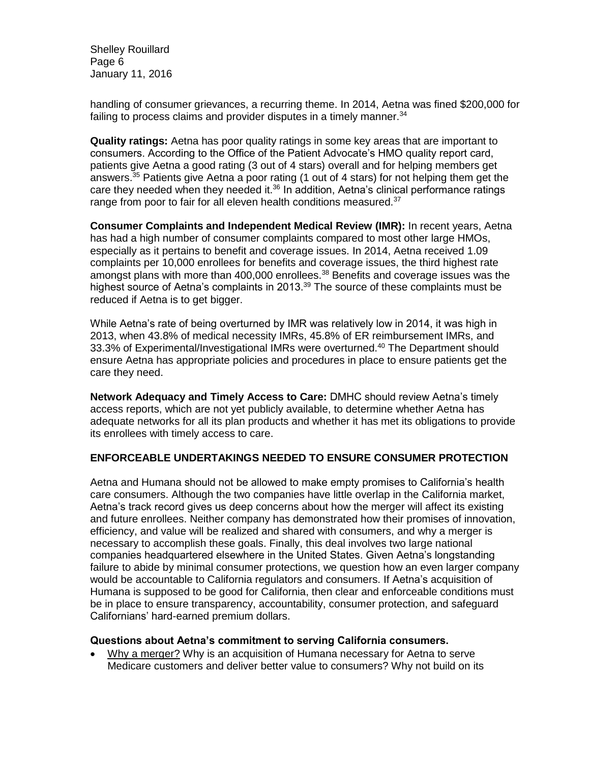handling of consumer grievances, a recurring theme. In 2014, Aetna was fined $200,000 for failing to process claims and provider disputes in a timely manner.[34]

**Quality ratings:** Aetna has poor quality ratings in some key areas that are important to consumers. According to the Office of the Patient Advocate's HMO quality report card, patients give Aetna a good rating (3 out of 4 stars) overall and for helping members get answers.[35] Patients give Aetna a poor rating (1 out of 4 stars) for not helping them get the care they needed when they needed it.[36] In addition, Aetna's clinical performance ratings range from poor to fair for all eleven health conditions measured.[37]

**Consumer Complaints and Independent Medical Review (IMR):** In recent years, Aetna has had a high number of consumer complaints compared to most other large HMOs, especially as it pertains to benefit and coverage issues. In 2014, Aetna received 1.09 complaints per 10,000 enrollees for benefits and coverage issues, the third highest rate amongst plans with more than 400,000 enrollees.[38] Benefits and coverage issues was the highest source of Aetna's complaints in 2013.[39] The source of these complaints must be reduced if Aetna is to get bigger.

While Aetna's rate of being overturned by IMR was relatively low in 2014, it was high in 2013, when 43.8% of medical necessity IMRs, 45.8% of ER reimbursement IMRs, and 33.3% of Experimental/Investigational IMRs were overturned.[40] The Department should ensure Aetna has appropriate policies and procedures in place to ensure patients get the care they need.

**Network Adequacy and Timely Access to Care:** DMHC should review Aetna's timely access reports, which are not yet publicly available, to determine whether Aetna has adequate networks for all its plan products and whether it has met its obligations to provide its enrollees with timely access to care.

## ENFORCEABLE UNDERTAKINGS NEEDED TO ENSURE CONSUMER PROTECTION

Aetna and Humana should not be allowed to make empty promises to California's health care consumers. Although the two companies have little overlap in the California market, Aetna's track record gives us deep concerns about how the merger will affect its existing and future enrollees. Neither company has demonstrated how their promises of innovation, efficiency, and value will be realized and shared with consumers, and why a merger is necessary to accomplish these goals. Finally, this deal involves two large national companies headquartered elsewhere in the United States. Given Aetna's longstanding failure to abide by minimal consumer protections, we question how an even larger company would be accountable to California regulators and consumers. If Aetna's acquisition of Humana is supposed to be good for California, then clear and enforceable conditions must be in place to ensure transparency, accountability, consumer protection, and safeguard Californians' hard-earned premium dollars.

### Questions about Aetna's commitment to serving California consumers.

- Why a merger? Why is an acquisition of Humana necessary for Aetna to serve Medicare customers and deliver better value to consumers? Why not build on its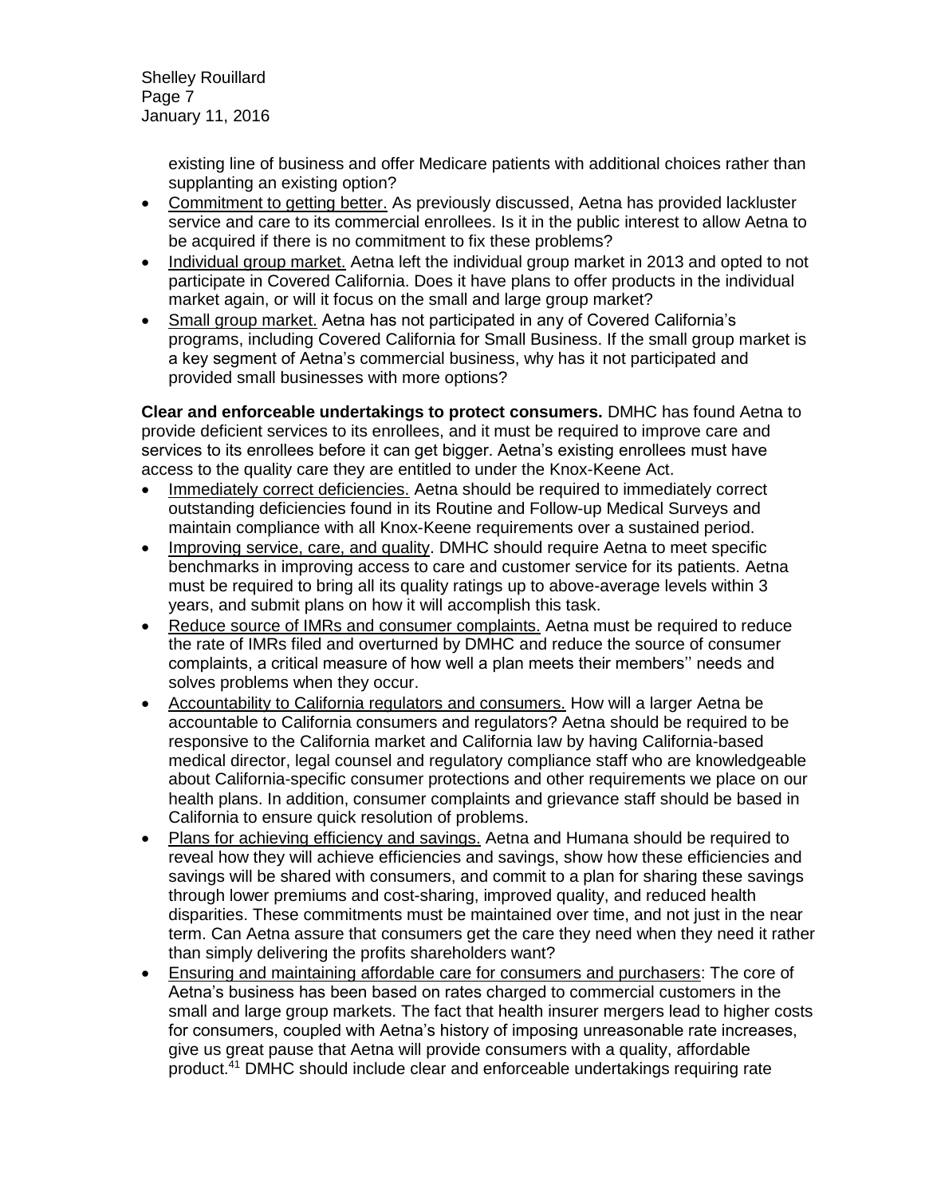existing line of business and offer Medicare patients with additional choices rather than supplanting an existing option?

- Commitment to getting better. As previously discussed, Aetna has provided lackluster service and care to its commercial enrollees. Is it in the public interest to allow Aetna to be acquired if there is no commitment to fix these problems?
- Individual group market. Aetna left the individual group market in 2013 and opted to not participate in Covered California. Does it have plans to offer products in the individual market again, or will it focus on the small and large group market?
- Small group market. Aetna has not participated in any of Covered California's programs, including Covered California for Small Business. If the small group market is a key segment of Aetna's commercial business, why has it not participated and provided small businesses with more options?

**Clear and enforceable undertakings to protect consumers.** DMHC has found Aetna to provide deficient services to its enrollees, and it must be required to improve care and services to its enrollees before it can get bigger. Aetna's existing enrollees must have access to the quality care they are entitled to under the Knox-Keene Act.

- Immediately correct deficiencies. Aetna should be required to immediately correct outstanding deficiencies found in its Routine and Follow-up Medical Surveys and maintain compliance with all Knox-Keene requirements over a sustained period.
- Improving service, care, and quality. DMHC should require Aetna to meet specific benchmarks in improving access to care and customer service for its patients. Aetna must be required to bring all its quality ratings up to above-average levels within 3 years, and submit plans on how it will accomplish this task.
- Reduce source of IMRs and consumer complaints. Aetna must be required to reduce the rate of IMRs filed and overturned by DMHC and reduce the source of consumer complaints, a critical measure of how well a plan meets their members'' needs and solves problems when they occur.
- Accountability to California regulators and consumers. How will a larger Aetna be accountable to California consumers and regulators? Aetna should be required to be responsive to the California market and California law by having California-based medical director, legal counsel and regulatory compliance staff who are knowledgeable about California-specific consumer protections and other requirements we place on our health plans. In addition, consumer complaints and grievance staff should be based in California to ensure quick resolution of problems.
- Plans for achieving efficiency and savings. Aetna and Humana should be required to reveal how they will achieve efficiencies and savings, show how these efficiencies and savings will be shared with consumers, and commit to a plan for sharing these savings through lower premiums and cost-sharing, improved quality, and reduced health disparities. These commitments must be maintained over time, and not just in the near term. Can Aetna assure that consumers get the care they need when they need it rather than simply delivering the profits shareholders want?
- Ensuring and maintaining affordable care for consumers and purchasers: The core of Aetna's business has been based on rates charged to commercial customers in the small and large group markets. The fact that health insurer mergers lead to higher costs for consumers, coupled with Aetna's history of imposing unreasonable rate increases, give us great pause that Aetna will provide consumers with a quality, affordable product.[41] DMHC should include clear and enforceable undertakings requiring rate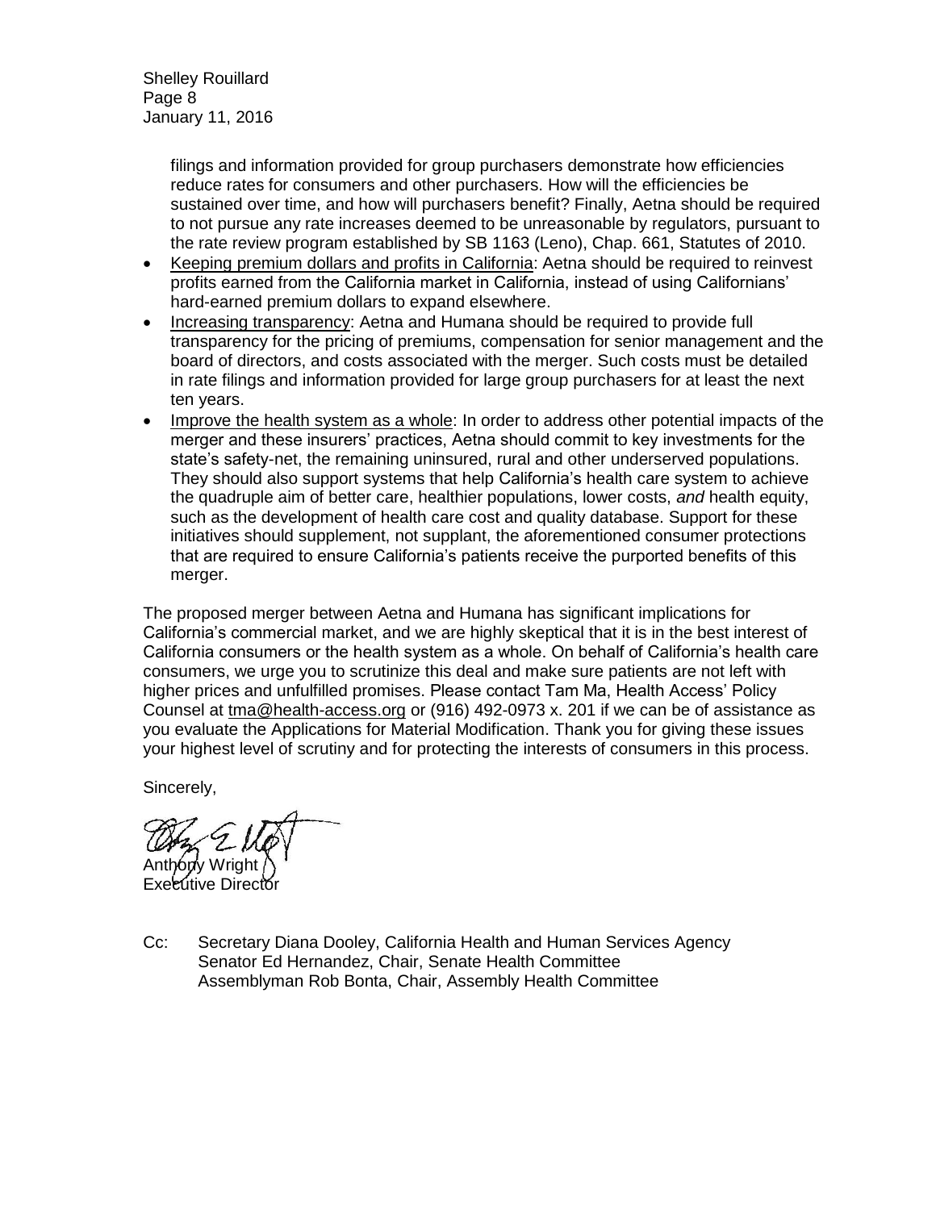filings and information provided for group purchasers demonstrate how efficiencies reduce rates for consumers and other purchasers. How will the efficiencies be sustained over time, and how will purchasers benefit? Finally, Aetna should be required to not pursue any rate increases deemed to be unreasonable by regulators, pursuant to the rate review program established by SB 1163 (Leno), Chap. 661, Statutes of 2010.

- Keeping premium dollars and profits in California: Aetna should be required to reinvest profits earned from the California market in California, instead of using Californians' hard-earned premium dollars to expand elsewhere.
- Increasing transparency: Aetna and Humana should be required to provide full transparency for the pricing of premiums, compensation for senior management and the board of directors, and costs associated with the merger. Such costs must be detailed in rate filings and information provided for large group purchasers for at least the next ten years.
- Improve the health system as a whole: In order to address other potential impacts of the merger and these insurers' practices, Aetna should commit to key investments for the state's safety-net, the remaining uninsured, rural and other underserved populations. They should also support systems that help California's health care system to achieve the quadruple aim of better care, healthier populations, lower costs, *and* health equity, such as the development of health care cost and quality database. Support for these initiatives should supplement, not supplant, the aforementioned consumer protections that are required to ensure California's patients receive the purported benefits of this merger.

The proposed merger between Aetna and Humana has significant implications for California's commercial market, and we are highly skeptical that it is in the best interest of California consumers or the health system as a whole. On behalf of California's health care consumers, we urge you to scrutinize this deal and make sure patients are not left with higher prices and unfulfilled promises. Please contact Tam Ma, Health Access' Policy Counsel at tma@health-access.org or (916) 492-0973 x. 201 if we can be of assistance as you evaluate the Applications for Material Modification. Thank you for giving these issues your highest level of scrutiny and for protecting the interests of consumers in this process.

Sincerely,

Anthony Wright
Executive Director

Cc: Secretary Diana Dooley, California Health and Human Services Agency
Senator Ed Hernandez, Chair, Senate Health Committee
Assemblyman Rob Bonta, Chair, Assembly Health Committee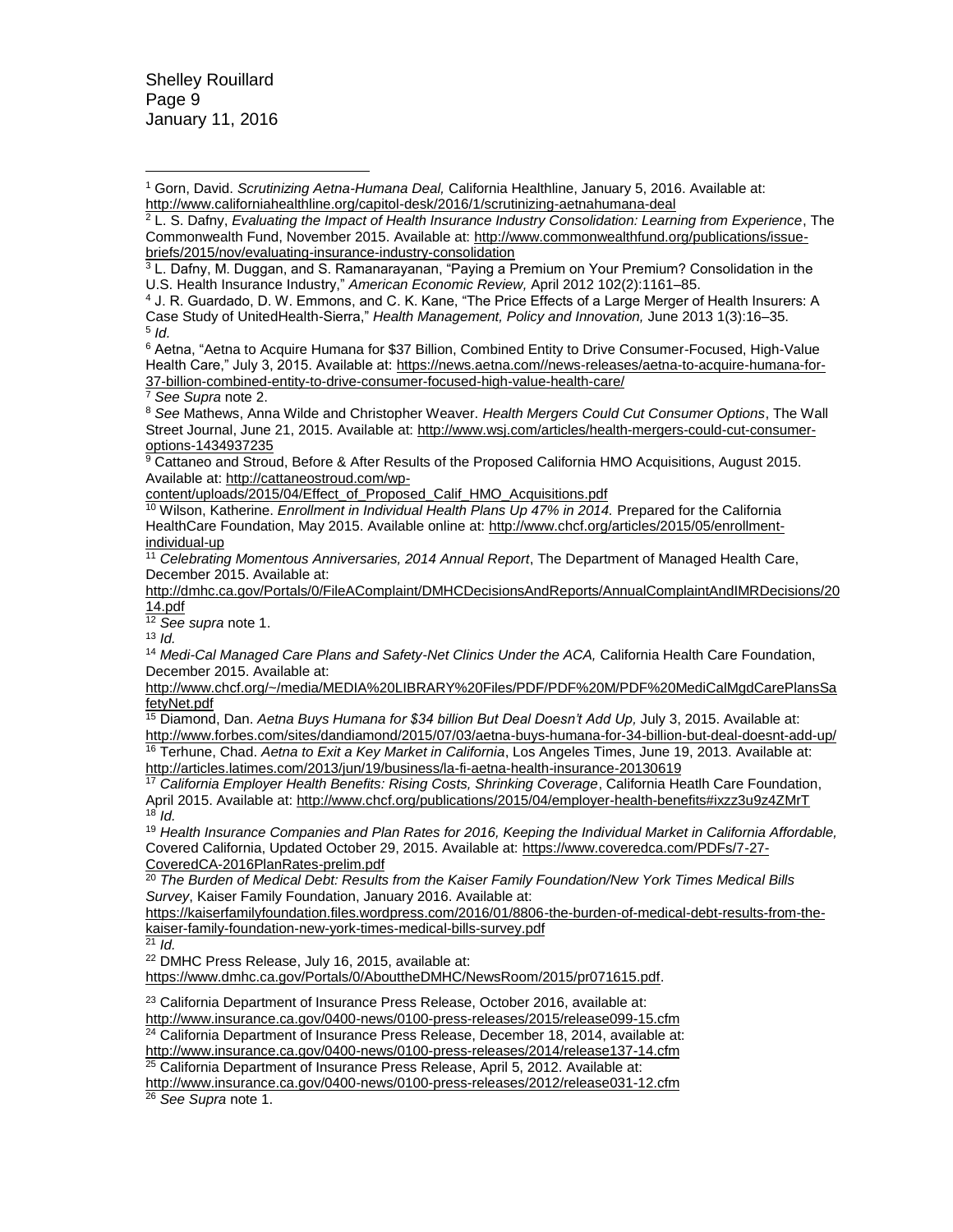[1] Gorn, David. *Scrutinizing Aetna-Humana Deal,* California Healthline, January 5, 2016. Available at: http://www.californiahealthline.org/capitol-desk/2016/1/scrutinizing-aetnahumana-deal

[2] L. S. Dafny, *Evaluating the Impact of Health Insurance Industry Consolidation: Learning from Experience*, The Commonwealth Fund, November 2015. Available at: http://www.commonwealthfund.org/publications/issue-briefs/2015/nov/evaluating-insurance-industry-consolidation

[3] L. Dafny, M. Duggan, and S. Ramanarayanan, "Paying a Premium on Your Premium? Consolidation in the U.S. Health Insurance Industry," *American Economic Review,* April 2012 102(2):1161–85.

[4] J. R. Guardado, D. W. Emmons, and C. K. Kane, "The Price Effects of a Large Merger of Health Insurers: A Case Study of UnitedHealth-Sierra," *Health Management, Policy and Innovation,* June 2013 1(3):16–35.

[5] *Id.*

[6] Aetna, "Aetna to Acquire Humana for $37 Billion, Combined Entity to Drive Consumer-Focused, High-Value Health Care," July 3, 2015. Available at: https://news.aetna.com//news-releases/aetna-to-acquire-humana-for-37-billion-combined-entity-to-drive-consumer-focused-high-value-health-care/

[7] *See Supra* note 2.

[8] *See* Mathews, Anna Wilde and Christopher Weaver. *Health Mergers Could Cut Consumer Options*, The Wall Street Journal, June 21, 2015. Available at: http://www.wsj.com/articles/health-mergers-could-cut-consumer-options-1434937235

[9] Cattaneo and Stroud, Before & After Results of the Proposed California HMO Acquisitions, August 2015. Available at: http://cattaneostroud.com/wp-content/uploads/2015/04/Effect_of_Proposed_Calif_HMO_Acquisitions.pdf

[10] Wilson, Katherine. *Enrollment in Individual Health Plans Up 47% in 2014.* Prepared for the California HealthCare Foundation, May 2015. Available online at: http://www.chcf.org/articles/2015/05/enrollment-individual-up

[11] *Celebrating Momentous Anniversaries, 2014 Annual Report*, The Department of Managed Health Care, December 2015. Available at: http://dmhc.ca.gov/Portals/0/FileAComplaint/DMHCDecisionsAndReports/AnnualComplaintAndIMRDecisions/2014.pdf

[12] *See supra* note 1.

[13] *Id.*

[14] *Medi-Cal Managed Care Plans and Safety-Net Clinics Under the ACA,* California Health Care Foundation, December 2015. Available at: http://www.chcf.org/~/media/MEDIA%20LIBRARY%20Files/PDF/PDF%20M/PDF%20MediCalMgdCarePlansSafetyNet.pdf

[15] Diamond, Dan. *Aetna Buys Humana for $34 billion But Deal Doesn't Add Up,* July 3, 2015. Available at: http://www.forbes.com/sites/dandiamond/2015/07/03/aetna-buys-humana-for-34-billion-but-deal-doesnt-add-up/

[16] Terhune, Chad. *Aetna to Exit a Key Market in California*, Los Angeles Times, June 19, 2013. Available at: http://articles.latimes.com/2013/jun/19/business/la-fi-aetna-health-insurance-20130619

[17] *California Employer Health Benefits: Rising Costs, Shrinking Coverage*, California Heatlh Care Foundation, April 2015. Available at: http://www.chcf.org/publications/2015/04/employer-health-benefits#ixzz3u9z4ZMrT

[18] *Id.*

[19] *Health Insurance Companies and Plan Rates for 2016, Keeping the Individual Market in California Affordable,* Covered California, Updated October 29, 2015. Available at: https://www.coveredca.com/PDFs/7-27-CoveredCA-2016PlanRates-prelim.pdf

[20] *The Burden of Medical Debt: Results from the Kaiser Family Foundation/New York Times Medical Bills Survey*, Kaiser Family Foundation, January 2016. Available at: https://kaiserfamilyfoundation.files.wordpress.com/2016/01/8806-the-burden-of-medical-debt-results-from-the-kaiser-family-foundation-new-york-times-medical-bills-survey.pdf

[21] *Id.*

[22] DMHC Press Release, July 16, 2015, available at: https://www.dmhc.ca.gov/Portals/0/AbouttheDMHC/NewsRoom/2015/pr071615.pdf.

[23] California Department of Insurance Press Release, October 2016, available at: http://www.insurance.ca.gov/0400-news/0100-press-releases/2015/release099-15.cfm

[24] California Department of Insurance Press Release, December 18, 2014, available at: http://www.insurance.ca.gov/0400-news/0100-press-releases/2014/release137-14.cfm

[25] California Department of Insurance Press Release, April 5, 2012. Available at: http://www.insurance.ca.gov/0400-news/0100-press-releases/2012/release031-12.cfm

[26] *See Supra* note 1.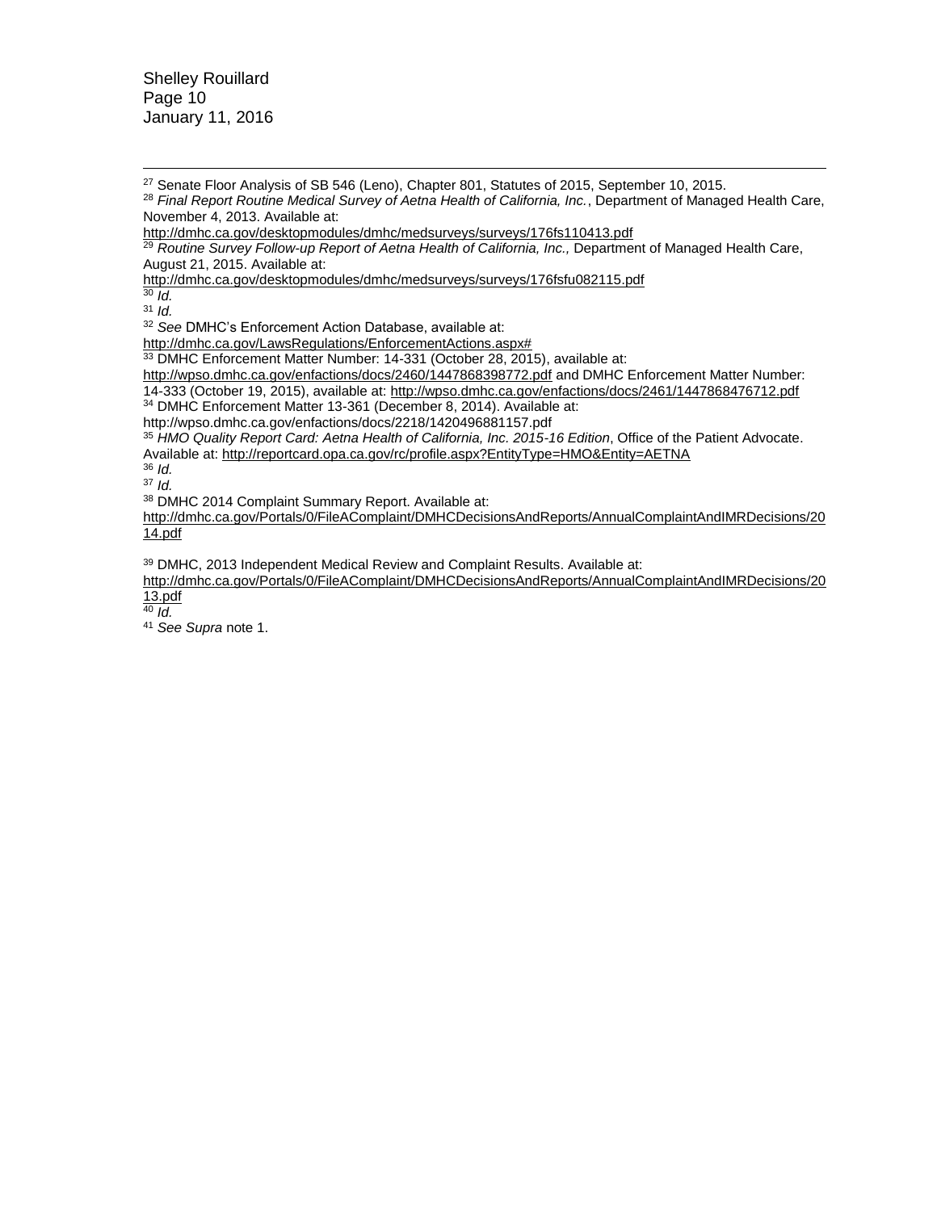[27] Senate Floor Analysis of SB 546 (Leno), Chapter 801, Statutes of 2015, September 10, 2015.

[28] *Final Report Routine Medical Survey of Aetna Health of California, Inc.*, Department of Managed Health Care, November 4, 2013. Available at: http://dmhc.ca.gov/desktopmodules/dmhc/medsurveys/surveys/176fs110413.pdf

[29] *Routine Survey Follow-up Report of Aetna Health of California, Inc.,* Department of Managed Health Care, August 21, 2015. Available at: http://dmhc.ca.gov/desktopmodules/dmhc/medsurveys/surveys/176fsfu082115.pdf

[30] *Id.*

[31] *Id.*

[32] *See* DMHC's Enforcement Action Database, available at: http://dmhc.ca.gov/LawsRegulations/EnforcementActions.aspx#

[33] DMHC Enforcement Matter Number: 14-331 (October 28, 2015), available at: http://wpso.dmhc.ca.gov/enfactions/docs/2460/1447868398772.pdf and DMHC Enforcement Matter Number: 14-333 (October 19, 2015), available at: http://wpso.dmhc.ca.gov/enfactions/docs/2461/1447868476712.pdf

[34] DMHC Enforcement Matter 13-361 (December 8, 2014). Available at: http://wpso.dmhc.ca.gov/enfactions/docs/2218/1420496881157.pdf

[35] *HMO Quality Report Card: Aetna Health of California, Inc. 2015-16 Edition*, Office of the Patient Advocate. Available at: http://reportcard.opa.ca.gov/rc/profile.aspx?EntityType=HMO&Entity=AETNA

[36] *Id.*

[37] *Id.*

[38] DMHC 2014 Complaint Summary Report. Available at: http://dmhc.ca.gov/Portals/0/FileAComplaint/DMHCDecisionsAndReports/AnnualComplaintAndIMRDecisions/2014.pdf

[39] DMHC, 2013 Independent Medical Review and Complaint Results. Available at: http://dmhc.ca.gov/Portals/0/FileAComplaint/DMHCDecisionsAndReports/AnnualComplaintAndIMRDecisions/2013.pdf

[40] *Id.*

[41] *See Supra* note 1.